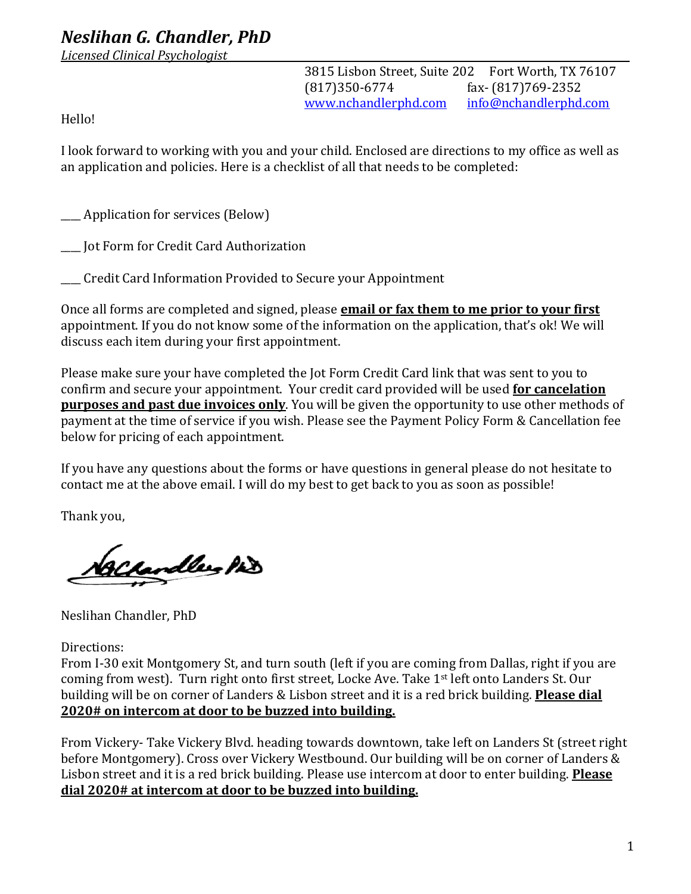# *Neslihan G. Chandler, PhD*

*Licensed Clinical Psychologist*

3815 Lisbon Street, Suite 202 Fort Worth, TX 76107
(817)350-6774 fax- (817)769-2352
www.nchandlerphd.com info@nchandlerphd.com

Hello!

I look forward to working with you and your child. Enclosed are directions to my office as well as an application and policies. Here is a checklist of all that needs to be completed:

____ Application for services (Below)

____ Jot Form for Credit Card Authorization

____ Credit Card Information Provided to Secure your Appointment

Once all forms are completed and signed, please **email or fax them to me prior to your first** appointment. If you do not know some of the information on the application, that's ok! We will discuss each item during your first appointment.

Please make sure your have completed the Jot Form Credit Card link that was sent to you to confirm and secure your appointment. Your credit card provided will be used **for cancelation purposes and past due invoices only**. You will be given the opportunity to use other methods of payment at the time of service if you wish. Please see the Payment Policy Form & Cancellation fee below for pricing of each appointment.

If you have any questions about the forms or have questions in general please do not hesitate to contact me at the above email. I will do my best to get back to you as soon as possible!

Thank you,

Neslihan Chandler, PhD

Directions:
From I-30 exit Montgomery St, and turn south (left if you are coming from Dallas, right if you are coming from west). Turn right onto first street, Locke Ave. Take 1st left onto Landers St. Our building will be on corner of Landers & Lisbon street and it is a red brick building. **Please dial 2020# on intercom at door to be buzzed into building.**

From Vickery- Take Vickery Blvd. heading towards downtown, take left on Landers St (street right before Montgomery). Cross over Vickery Westbound. Our building will be on corner of Landers & Lisbon street and it is a red brick building. Please use intercom at door to enter building. **Please dial 2020# at intercom at door to be buzzed into building.**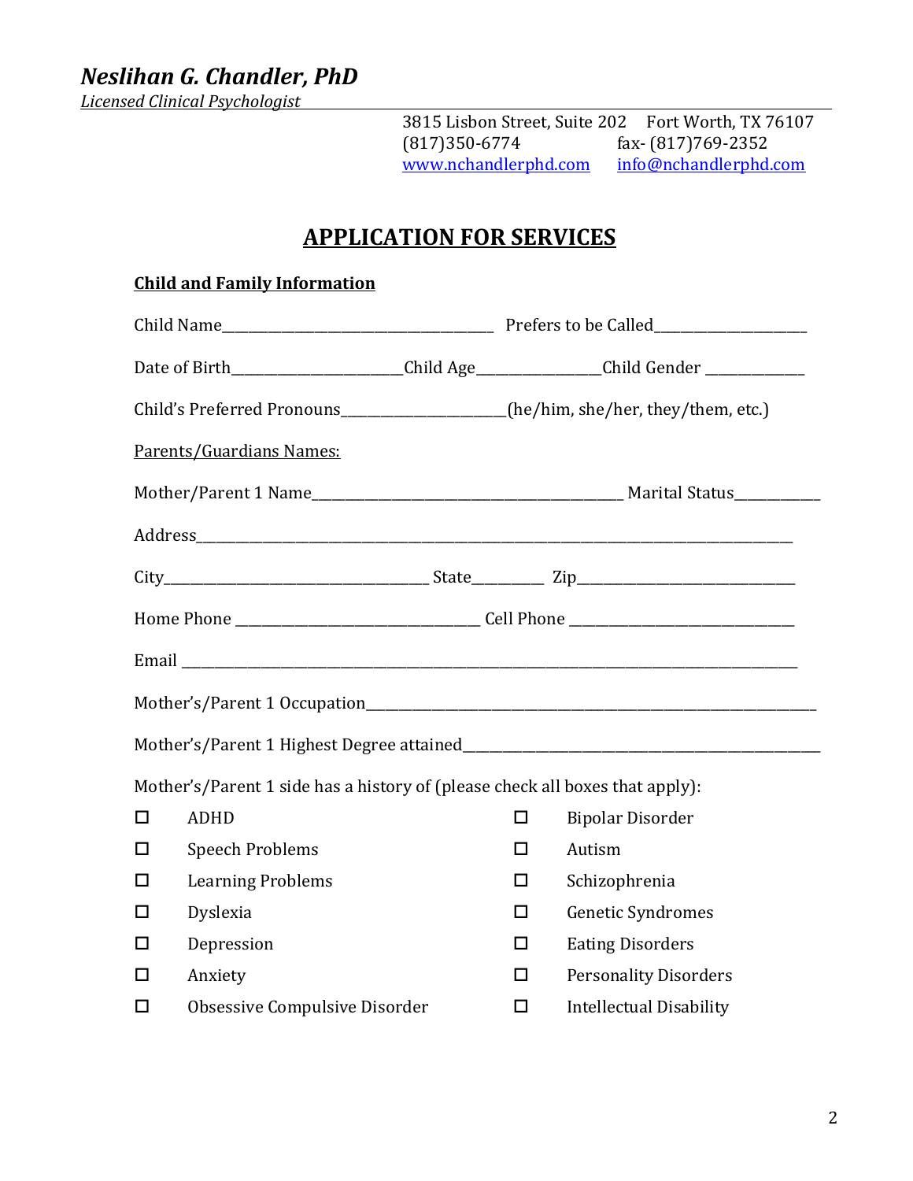# *Neslihan G. Chandler, PhD*

*Licensed Clinical Psychologist*

3815 Lisbon Street, Suite 202 Fort Worth, TX 76107
(817)350-6774 fax- (817)769-2352
www.nchandlerphd.com info@nchandlerphd.com

## APPLICATION FOR SERVICES

**Child and Family Information**

Child Name\_\_\_\_\_\_\_\_\_\_\_\_\_\_\_\_\_\_\_\_\_\_\_\_\_\_\_\_\_\_\_\_\_\_\_\_\_\_ Prefers to be Called\_\_\_\_\_\_\_\_\_\_\_\_\_\_\_\_\_\_\_\_\_\_

Date of Birth\_\_\_\_\_\_\_\_\_\_\_\_\_\_\_\_\_\_\_\_\_\_\_\_\_Child Age\_\_\_\_\_\_\_\_\_\_\_\_\_\_\_\_\_\_\_Child Gender \_\_\_\_\_\_\_\_\_\_\_\_\_\_

Child's Preferred Pronouns\_\_\_\_\_\_\_\_\_\_\_\_\_\_\_\_\_\_\_\_\_\_\_\_(he/him, she/her, they/them, etc.)

Parents/Guardians Names:

Mother/Parent 1 Name\_\_\_\_\_\_\_\_\_\_\_\_\_\_\_\_\_\_\_\_\_\_\_\_\_\_\_\_\_\_\_\_\_\_\_\_\_\_\_\_\_\_\_\_ Marital Status\_\_\_\_\_\_\_\_\_\_\_\_

Address\_\_\_\_\_\_\_\_\_\_\_\_\_\_\_\_\_\_\_\_\_\_\_\_\_\_\_\_\_\_\_\_\_\_\_\_\_\_\_\_\_\_\_\_\_\_\_\_\_\_\_\_\_\_\_\_\_\_\_\_\_\_\_\_\_\_\_\_\_\_\_\_\_\_\_\_\_\_\_\_\_\_\_\_

City\_\_\_\_\_\_\_\_\_\_\_\_\_\_\_\_\_\_\_\_\_\_\_\_\_\_\_\_\_\_\_\_\_\_\_\_\_\_\_ State\_\_\_\_\_\_\_\_\_\_ Zip\_\_\_\_\_\_\_\_\_\_\_\_\_\_\_\_\_\_\_\_\_\_\_\_\_\_\_\_\_\_\_\_

Home Phone \_\_\_\_\_\_\_\_\_\_\_\_\_\_\_\_\_\_\_\_\_\_\_\_\_\_\_\_\_\_\_\_\_\_\_ Cell Phone \_\_\_\_\_\_\_\_\_\_\_\_\_\_\_\_\_\_\_\_\_\_\_\_\_\_\_\_\_\_\_\_\_

Email \_\_\_\_\_\_\_\_\_\_\_\_\_\_\_\_\_\_\_\_\_\_\_\_\_\_\_\_\_\_\_\_\_\_\_\_\_\_\_\_\_\_\_\_\_\_\_\_\_\_\_\_\_\_\_\_\_\_\_\_\_\_\_\_\_\_\_\_\_\_\_\_\_\_\_\_\_\_\_\_\_\_\_\_\_\_\_\_

Mother's/Parent 1 Occupation\_\_\_\_\_\_\_\_\_\_\_\_\_\_\_\_\_\_\_\_\_\_\_\_\_\_\_\_\_\_\_\_\_\_\_\_\_\_\_\_\_\_\_\_\_\_\_\_\_\_\_\_\_\_\_\_\_\_\_\_\_\_\_

Mother's/Parent 1 Highest Degree attained\_\_\_\_\_\_\_\_\_\_\_\_\_\_\_\_\_\_\_\_\_\_\_\_\_\_\_\_\_\_\_\_\_\_\_\_\_\_\_\_\_\_\_\_\_\_\_\_\_\_\_

Mother's/Parent 1 side has a history of (please check all boxes that apply):

- ☐ ADHD
- ☐ Speech Problems
- ☐ Learning Problems
- ☐ Dyslexia
- ☐ Depression
- ☐ Anxiety
- ☐ Obsessive Compulsive Disorder
- ☐ Bipolar Disorder
- ☐ Autism
- ☐ Schizophrenia
- ☐ Genetic Syndromes
- ☐ Eating Disorders
- ☐ Personality Disorders
- ☐ Intellectual Disability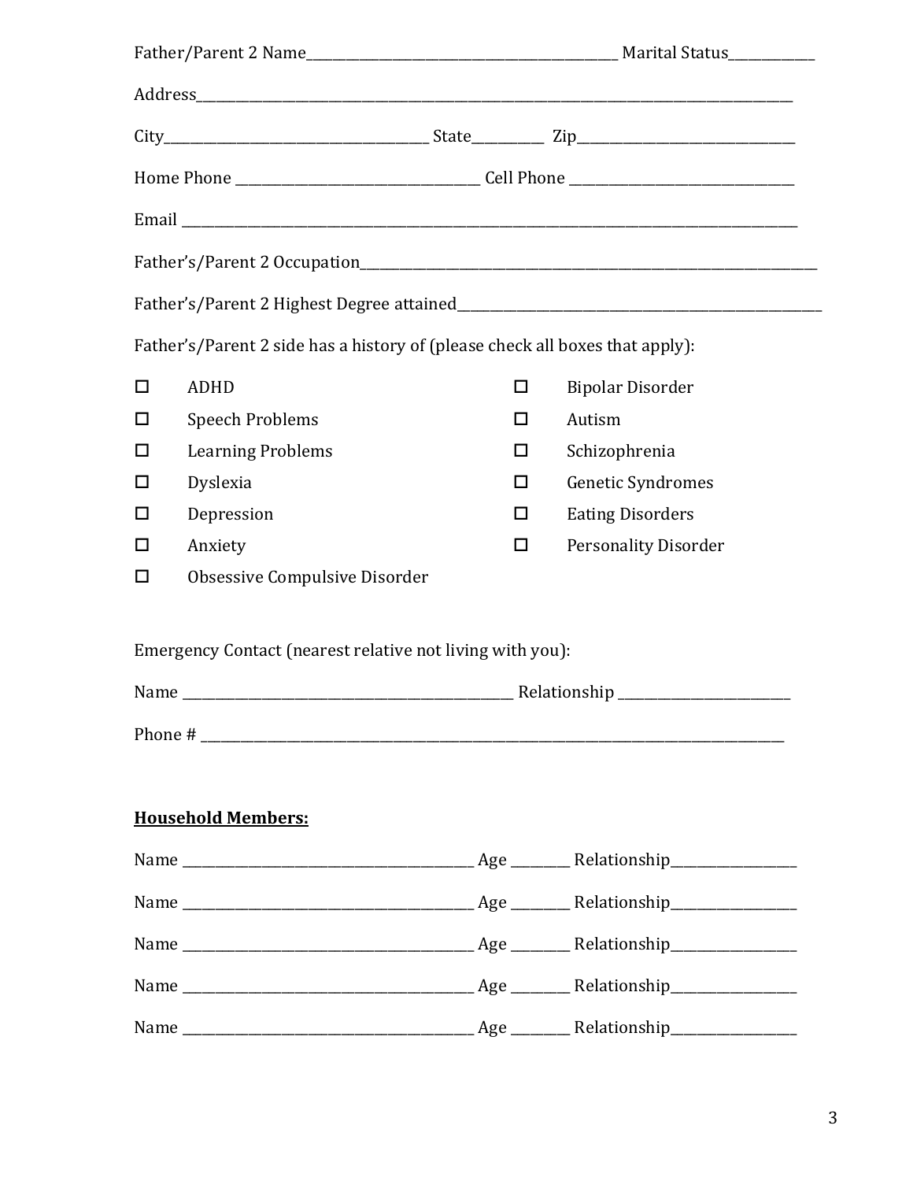Father/Parent 2 Name_______________________________________________ Marital Status____________

Address_________________________________________________________________________________________

City______________________________________ State__________ Zip________________________________

Home Phone ___________________________________ Cell Phone _________________________________

Email ___________________________________________________________________________________________

Father's/Parent 2 Occupation______________________________________________________________________

Father's/Parent 2 Highest Degree attained______________________________________________________

Father's/Parent 2 side has a history of (please check all boxes that apply):

- ☐ ADHD
- ☐ Speech Problems
- ☐ Learning Problems
- ☐ Dyslexia
- ☐ Depression
- ☐ Anxiety
- ☐ Obsessive Compulsive Disorder
- ☐ Bipolar Disorder
- ☐ Autism
- ☐ Schizophrenia
- ☐ Genetic Syndromes
- ☐ Eating Disorders
- ☐ Personality Disorder

Emergency Contact (nearest relative not living with you):

Name __________________________________________________ Relationship __________________________

Phone # _________________________________________________________________________________________

**Household Members:**

Name __________________________________________ Age ________ Relationship__________________

Name __________________________________________ Age ________ Relationship__________________

Name __________________________________________ Age ________ Relationship__________________

Name __________________________________________ Age ________ Relationship__________________

Name __________________________________________ Age ________ Relationship__________________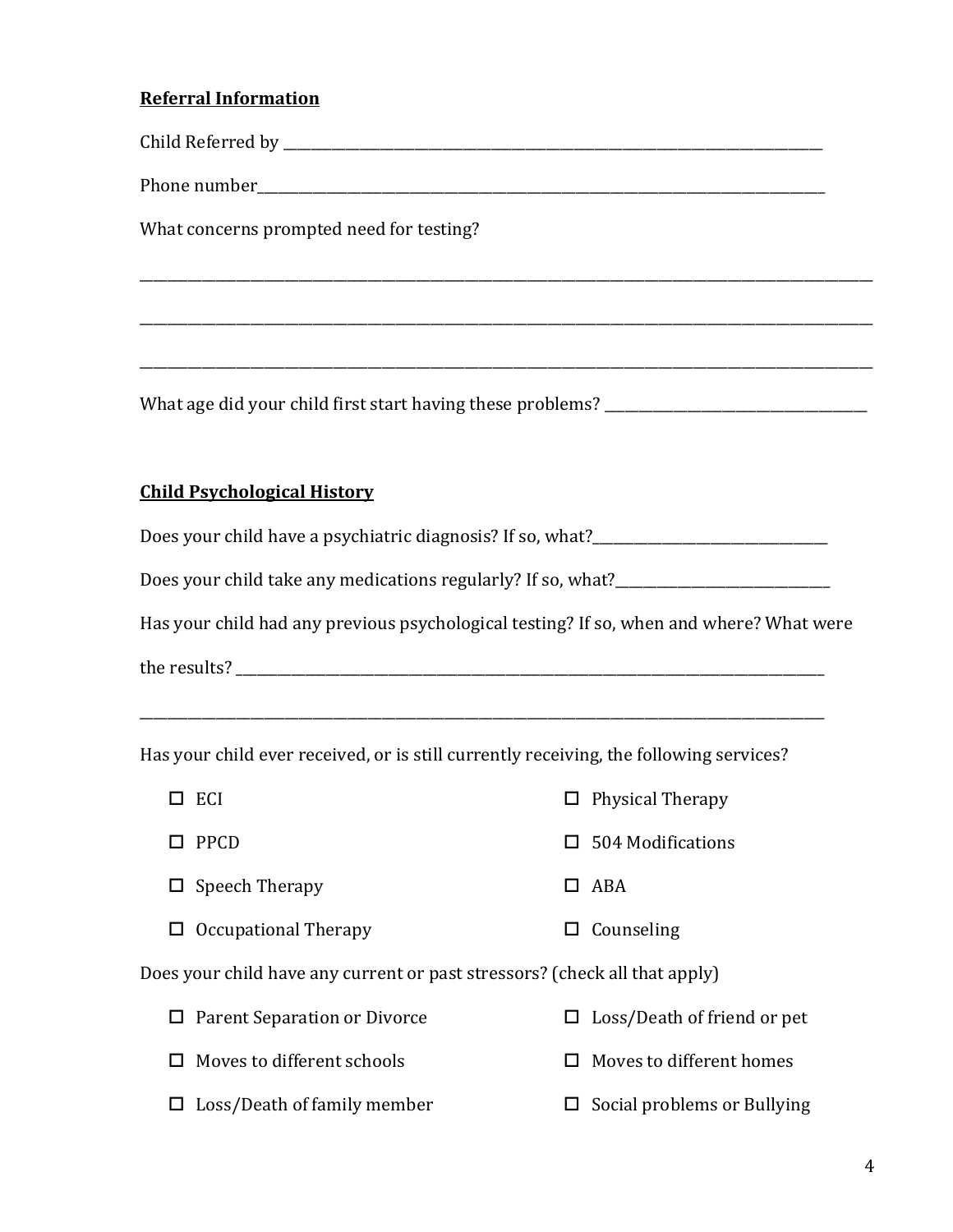**Referral Information**

Child Referred by ______________________________________________________________________

Phone number______________________________________________________________________

What concerns prompted need for testing?

______________________________________________________________________________________

______________________________________________________________________________________

______________________________________________________________________________________

What age did your child first start having these problems? ______________________________

**Child Psychological History**

Does your child have a psychiatric diagnosis? If so, what?______________________________

Does your child take any medications regularly? If so, what?___________________________

Has your child had any previous psychological testing? If so, when and where? What were the results? ______________________________________________________________________

______________________________________________________________________________________

Has your child ever received, or is still currently receiving, the following services?

- ☐ ECI
- ☐ PPCD
- ☐ Speech Therapy
- ☐ Occupational Therapy
- ☐ Physical Therapy
- ☐ 504 Modifications
- ☐ ABA
- ☐ Counseling

Does your child have any current or past stressors? (check all that apply)

- ☐ Parent Separation or Divorce
- ☐ Moves to different schools
- ☐ Loss/Death of family member
- ☐ Loss/Death of friend or pet
- ☐ Moves to different homes
- ☐ Social problems or Bullying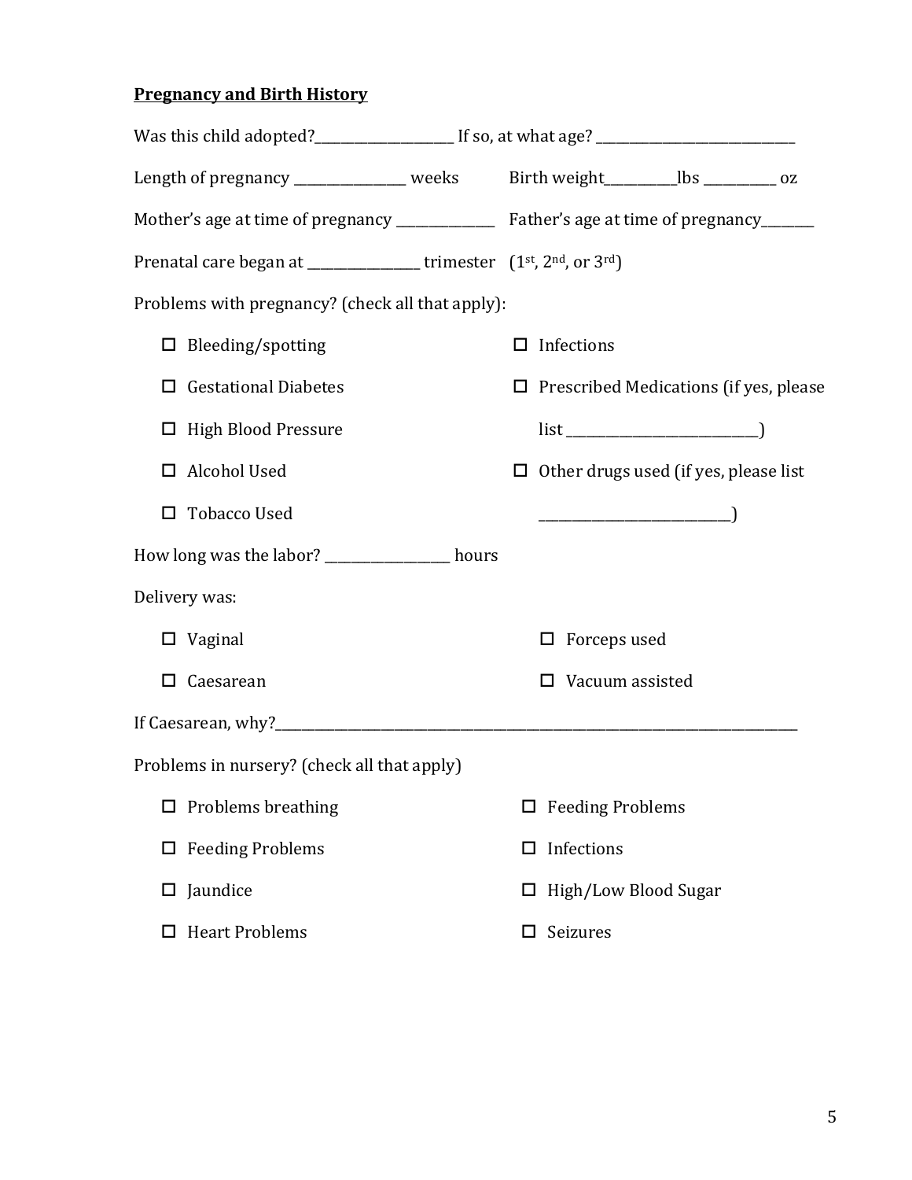**Pregnancy and Birth History**

Was this child adopted?____________________ If so, at what age? ____________________________

Length of pregnancy ________________ weeks

Birth weight__________lbs __________ oz

Mother's age at time of pregnancy ______________

Father's age at time of pregnancy________

Prenatal care began at ________________ trimester (1st, 2nd, or 3rd)

Problems with pregnancy? (check all that apply):

- ☐ Bleeding/spotting
- ☐ Gestational Diabetes
- ☐ High Blood Pressure
- ☐ Alcohol Used
- ☐ Tobacco Used
- ☐ Infections
- ☐ Prescribed Medications (if yes, please list ____________________________)
- ☐ Other drugs used (if yes, please list ____________________________)

How long was the labor? __________________ hours

Delivery was:

- ☐ Vaginal
- ☐ Caesarean
- ☐ Forceps used
- ☐ Vacuum assisted

If Caesarean, why?________________________________________________________________________________

Problems in nursery? (check all that apply)

- ☐ Problems breathing
- ☐ Feeding Problems
- ☐ Jaundice
- ☐ Heart Problems
- ☐ Feeding Problems
- ☐ Infections
- ☐ High/Low Blood Sugar
- ☐ Seizures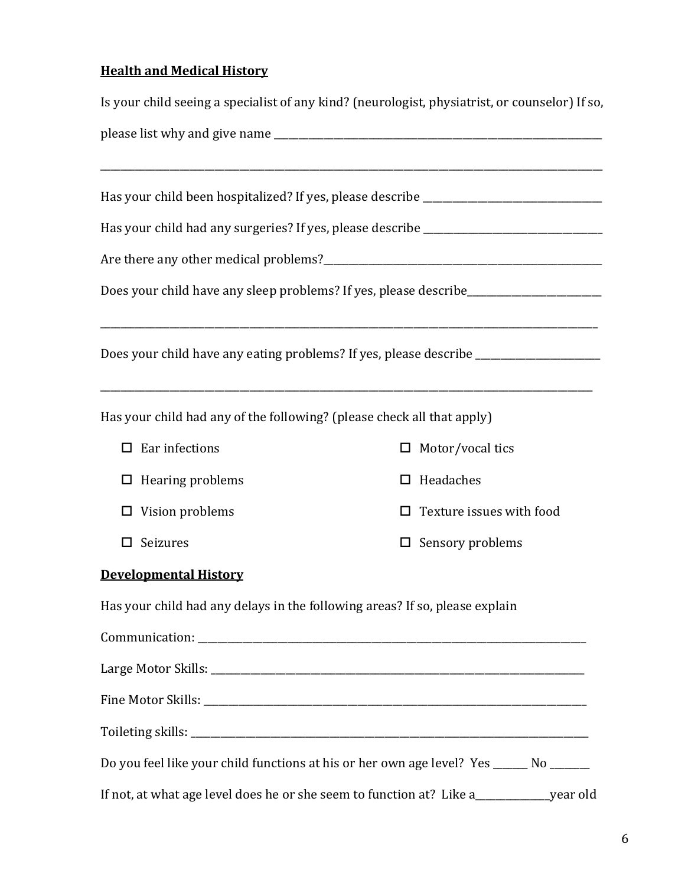**Health and Medical History**

Is your child seeing a specialist of any kind? (neurologist, physiatrist, or counselor) If so, please list why and give name ______________________________________________________________________

______________________________________________________________________________________________

Has your child been hospitalized? If yes, please describe ________________________________

Has your child had any surgeries? If yes, please describe ________________________________

Are there any other medical problems?________________________________________________

Does your child have any sleep problems? If yes, please describe_________________________

______________________________________________________________________________________________

Does your child have any eating problems? If yes, please describe _______________________

______________________________________________________________________________________________

Has your child had any of the following? (please check all that apply)

- ☐ Ear infections
- ☐ Hearing problems
- ☐ Vision problems
- ☐ Seizures
- ☐ Motor/vocal tics
- ☐ Headaches
- ☐ Texture issues with food
- ☐ Sensory problems

**Developmental History**

Has your child had any delays in the following areas? If so, please explain

Communication: ___________________________________________________________________________

Large Motor Skills: _______________________________________________________________________

Fine Motor Skills: ________________________________________________________________________

Toileting skills: _________________________________________________________________________

Do you feel like your child functions at his or her own age level? Yes _______ No ________

If not, at what age level does he or she seem to function at? Like a_______________year old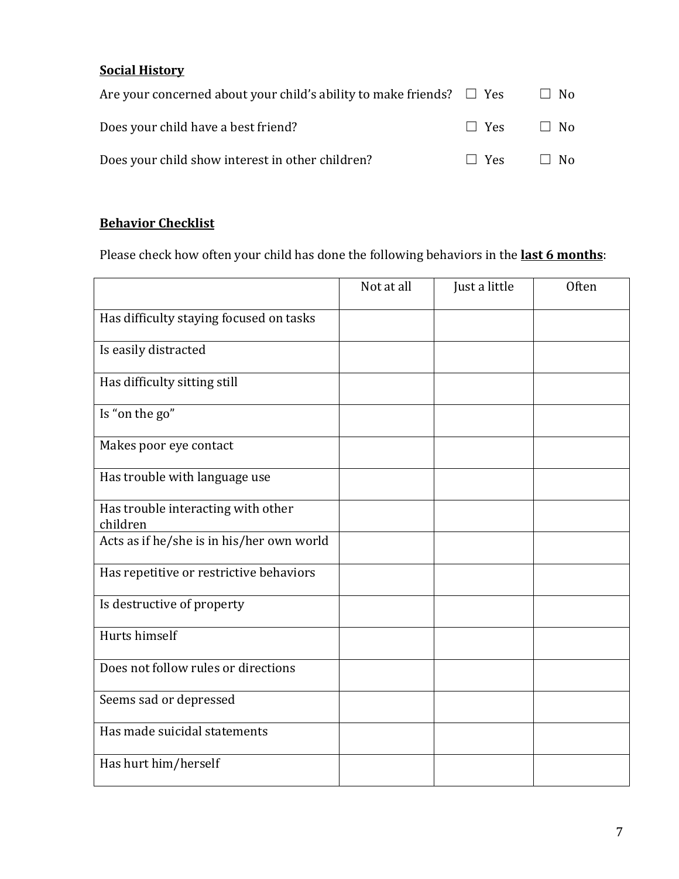**Social History**

Are your concerned about your child's ability to make friends? ☐ Yes ☐ No

Does your child have a best friend? ☐ Yes ☐ No

Does your child show interest in other children? ☐ Yes ☐ No

**Behavior Checklist**

Please check how often your child has done the following behaviors in the **last 6 months**:

| | Not at all | Just a little | Often |
|---|---|---|---|
| Has difficulty staying focused on tasks | | | |
| Is easily distracted | | | |
| Has difficulty sitting still | | | |
| Is "on the go" | | | |
| Makes poor eye contact | | | |
| Has trouble with language use | | | |
| Has trouble interacting with other children | | | |
| Acts as if he/she is in his/her own world | | | |
| Has repetitive or restrictive behaviors | | | |
| Is destructive of property | | | |
| Hurts himself | | | |
| Does not follow rules or directions | | | |
| Seems sad or depressed | | | |
| Has made suicidal statements | | | |
| Has hurt him/herself | | | |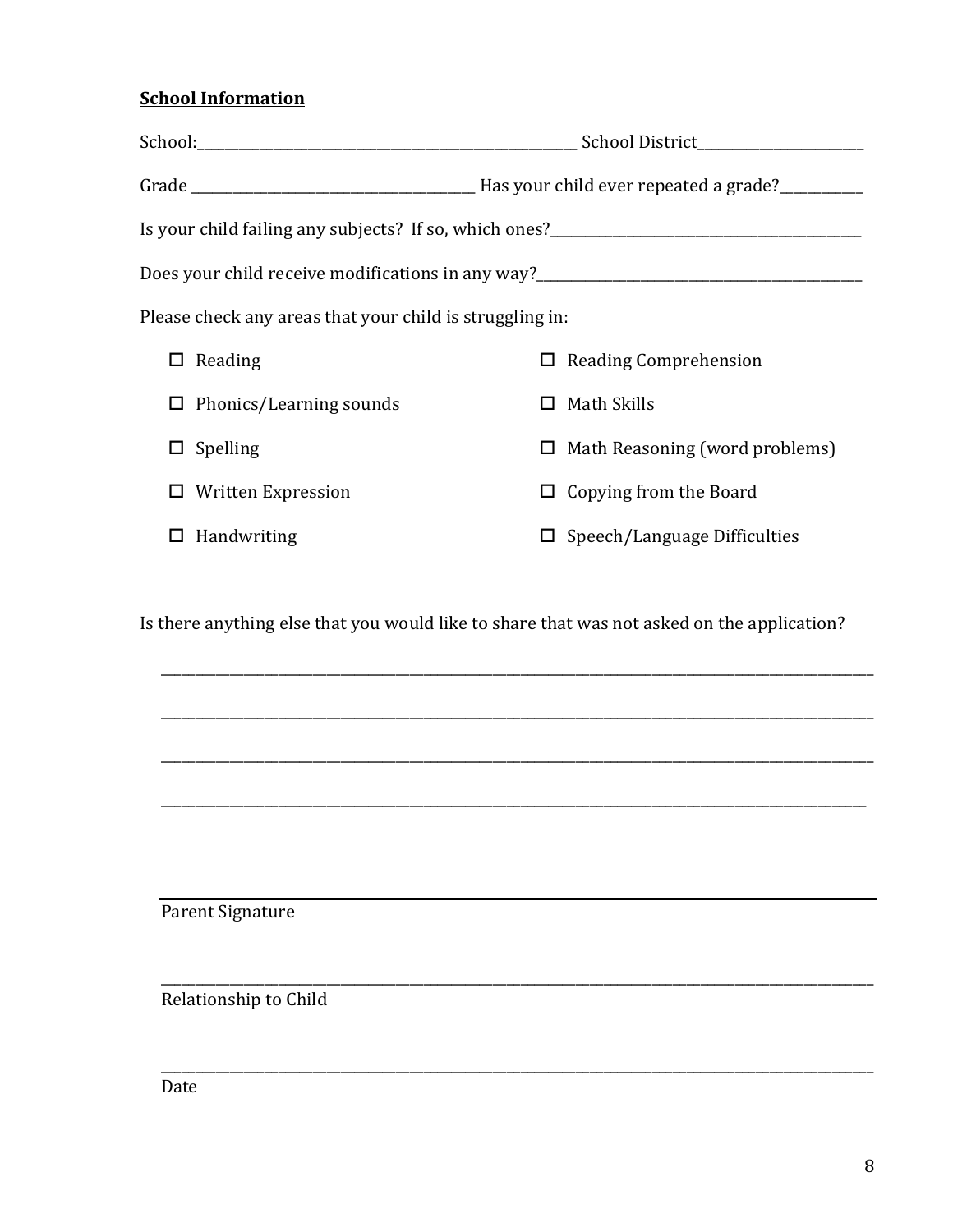**School Information**

School:_______________________________________________ School District_____________________

Grade ___________________________________ Has your child ever repeated a grade?__________

Is your child failing any subjects? If so, which ones?________________________________________

Does your child receive modifications in any way?___________________________________________

Please check any areas that your child is struggling in:

- ☐ Reading
- ☐ Reading Comprehension
- ☐ Phonics/Learning sounds
- ☐ Math Skills
- ☐ Spelling
- ☐ Math Reasoning (word problems)
- ☐ Written Expression
- ☐ Copying from the Board
- ☐ Handwriting
- ☐ Speech/Language Difficulties

Is there anything else that you would like to share that was not asked on the application?

_____________________________________________________________________________________

_____________________________________________________________________________________

_____________________________________________________________________________________

_____________________________________________________________________________________

_____________________________________________________________________________________
Parent Signature

_____________________________________________________________________________________
Relationship to Child

_____________________________________________________________________________________
Date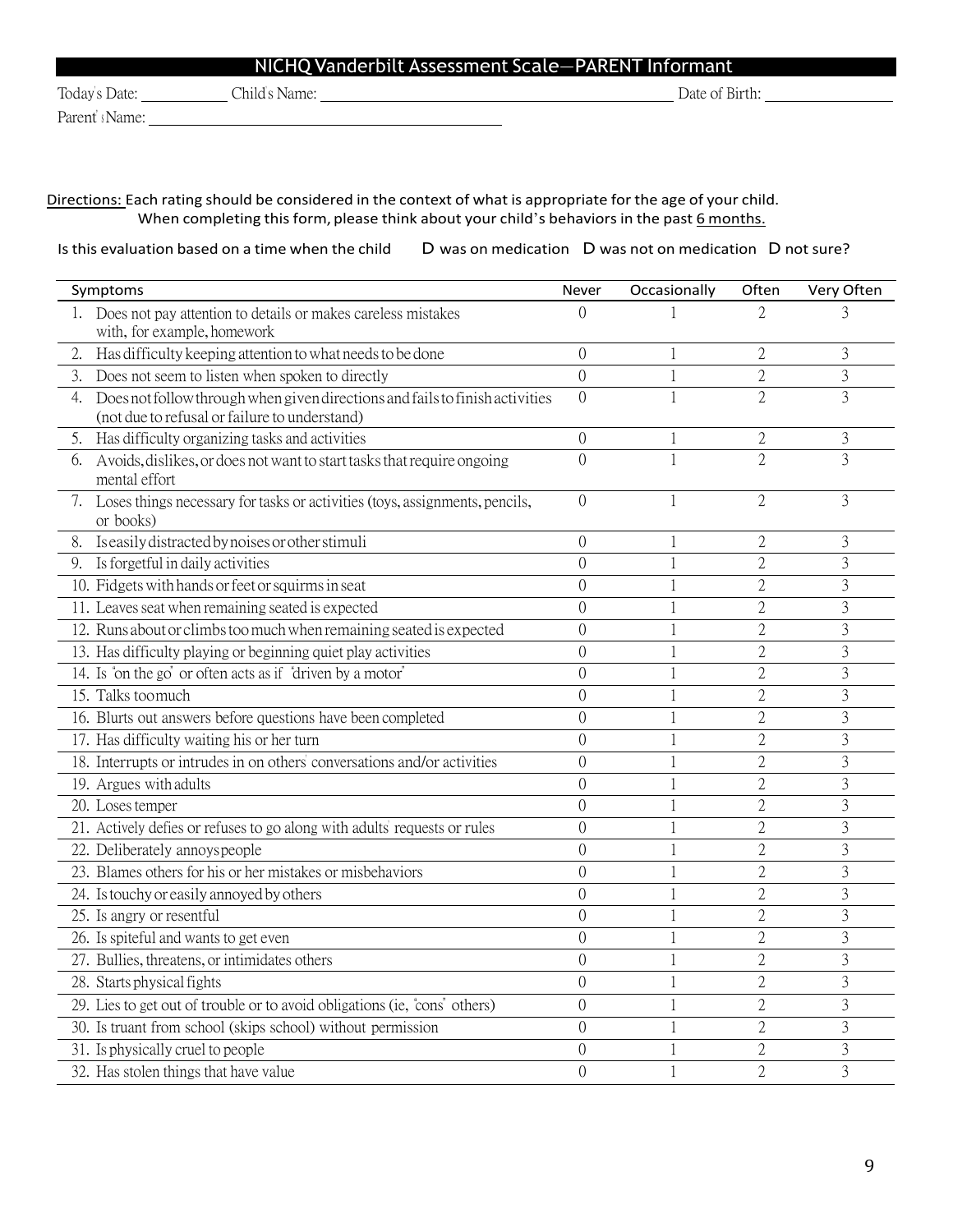# NICHQ Vanderbilt Assessment Scale—PARENT Informant

Today's Date: ___________ Child's Name: ___________________________________________ Date of Birth: _______________

Parent's Name: ___________________________________________

Directions: Each rating should be considered in the context of what is appropriate for the age of your child. When completing this form, please think about your child's behaviors in the past 6 months.

Is this evaluation based on a time when the child D was on medication D was not on medication D not sure?

| Symptoms | Never | Occasionally | Often | Very Often |
|---|---|---|---|---|
| 1. Does not pay attention to details or makes careless mistakes with, for example, homework | 0 | 1 | 2 | 3 |
| 2. Has difficulty keeping attention to what needs to be done | 0 | 1 | 2 | 3 |
| 3. Does not seem to listen when spoken to directly | 0 | 1 | 2 | 3 |
| 4. Does not follow through when given directions and fails to finish activities (not due to refusal or failure to understand) | 0 | 1 | 2 | 3 |
| 5. Has difficulty organizing tasks and activities | 0 | 1 | 2 | 3 |
| 6. Avoids, dislikes, or does not want to start tasks that require ongoing mental effort | 0 | 1 | 2 | 3 |
| 7. Loses things necessary for tasks or activities (toys, assignments, pencils, or books) | 0 | 1 | 2 | 3 |
| 8. Is easily distracted by noises or other stimuli | 0 | 1 | 2 | 3 |
| 9. Is forgetful in daily activities | 0 | 1 | 2 | 3 |
| 10. Fidgets with hands or feet or squirms in seat | 0 | 1 | 2 | 3 |
| 11. Leaves seat when remaining seated is expected | 0 | 1 | 2 | 3 |
| 12. Runs about or climbs too much when remaining seated is expected | 0 | 1 | 2 | 3 |
| 13. Has difficulty playing or beginning quiet play activities | 0 | 1 | 2 | 3 |
| 14. Is "on the go" or often acts as if "driven by a motor" | 0 | 1 | 2 | 3 |
| 15. Talks too much | 0 | 1 | 2 | 3 |
| 16. Blurts out answers before questions have been completed | 0 | 1 | 2 | 3 |
| 17. Has difficulty waiting his or her turn | 0 | 1 | 2 | 3 |
| 18. Interrupts or intrudes in on others' conversations and/or activities | 0 | 1 | 2 | 3 |
| 19. Argues with adults | 0 | 1 | 2 | 3 |
| 20. Loses temper | 0 | 1 | 2 | 3 |
| 21. Actively defies or refuses to go along with adults' requests or rules | 0 | 1 | 2 | 3 |
| 22. Deliberately annoys people | 0 | 1 | 2 | 3 |
| 23. Blames others for his or her mistakes or misbehaviors | 0 | 1 | 2 | 3 |
| 24. Is touchy or easily annoyed by others | 0 | 1 | 2 | 3 |
| 25. Is angry or resentful | 0 | 1 | 2 | 3 |
| 26. Is spiteful and wants to get even | 0 | 1 | 2 | 3 |
| 27. Bullies, threatens, or intimidates others | 0 | 1 | 2 | 3 |
| 28. Starts physical fights | 0 | 1 | 2 | 3 |
| 29. Lies to get out of trouble or to avoid obligations (ie, "cons" others) | 0 | 1 | 2 | 3 |
| 30. Is truant from school (skips school) without permission | 0 | 1 | 2 | 3 |
| 31. Is physically cruel to people | 0 | 1 | 2 | 3 |
| 32. Has stolen things that have value | 0 | 1 | 2 | 3 |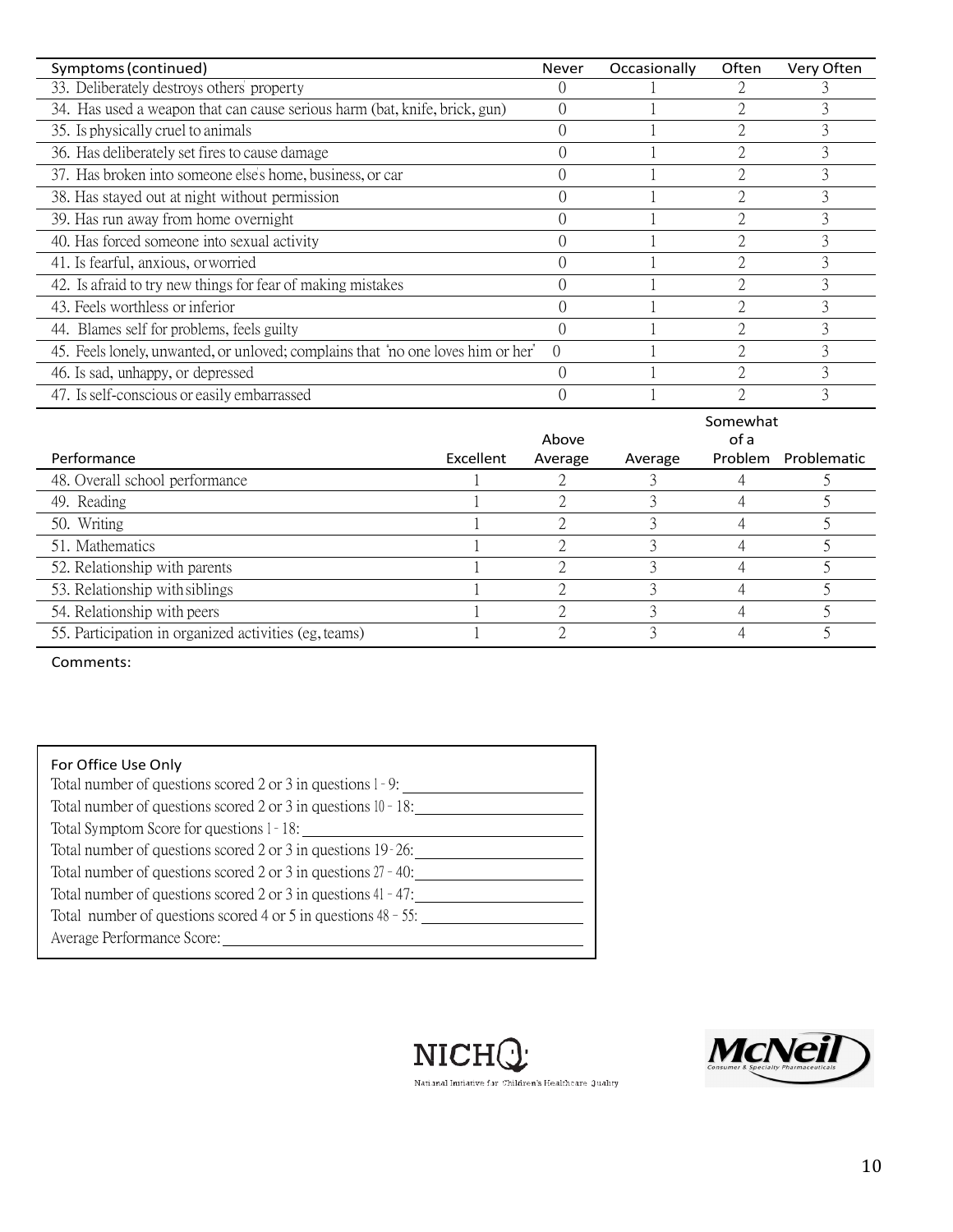| Symptoms (continued) | Never | Occasionally | Often | Very Often |
|---|---|---|---|---|
| 33. Deliberately destroys others' property | 0 | 1 | 2 | 3 |
| 34. Has used a weapon that can cause serious harm (bat, knife, brick, gun) | 0 | 1 | 2 | 3 |
| 35. Is physically cruel to animals | 0 | 1 | 2 | 3 |
| 36. Has deliberately set fires to cause damage | 0 | 1 | 2 | 3 |
| 37. Has broken into someone else's home, business, or car | 0 | 1 | 2 | 3 |
| 38. Has stayed out at night without permission | 0 | 1 | 2 | 3 |
| 39. Has run away from home overnight | 0 | 1 | 2 | 3 |
| 40. Has forced someone into sexual activity | 0 | 1 | 2 | 3 |
| 41. Is fearful, anxious, or worried | 0 | 1 | 2 | 3 |
| 42. Is afraid to try new things for fear of making mistakes | 0 | 1 | 2 | 3 |
| 43. Feels worthless or inferior | 0 | 1 | 2 | 3 |
| 44. Blames self for problems, feels guilty | 0 | 1 | 2 | 3 |
| 45. Feels lonely, unwanted, or unloved; complains that "no one loves him or her" | 0 | 1 | 2 | 3 |
| 46. Is sad, unhappy, or depressed | 0 | 1 | 2 | 3 |
| 47. Is self-conscious or easily embarrassed | 0 | 1 | 2 | 3 |

| Performance | Excellent | Above Average | Average | Somewhat of a Problem | Problematic |
|---|---|---|---|---|---|
| 48. Overall school performance | 1 | 2 | 3 | 4 | 5 |
| 49. Reading | 1 | 2 | 3 | 4 | 5 |
| 50. Writing | 1 | 2 | 3 | 4 | 5 |
| 51. Mathematics | 1 | 2 | 3 | 4 | 5 |
| 52. Relationship with parents | 1 | 2 | 3 | 4 | 5 |
| 53. Relationship with siblings | 1 | 2 | 3 | 4 | 5 |
| 54. Relationship with peers | 1 | 2 | 3 | 4 | 5 |
| 55. Participation in organized activities (eg, teams) | 1 | 2 | 3 | 4 | 5 |

Comments:

**For Office Use Only**

Total number of questions scored 2 or 3 in questions 1 - 9: ____________________

Total number of questions scored 2 or 3 in questions 10 - 18: ____________________

Total Symptom Score for questions 1 - 18: ____________________

Total number of questions scored 2 or 3 in questions 19 - 26: ____________________

Total number of questions scored 2 or 3 in questions 27 - 40: ____________________

Total number of questions scored 2 or 3 in questions 41 - 47: ____________________

Total number of questions scored 4 or 5 in questions 48 - 55: ____________________

Average Performance Score: ____________________

NICHQ National Initiative for Children's Healthcare Quality

McNeil Consumer & Specialty Pharmaceuticals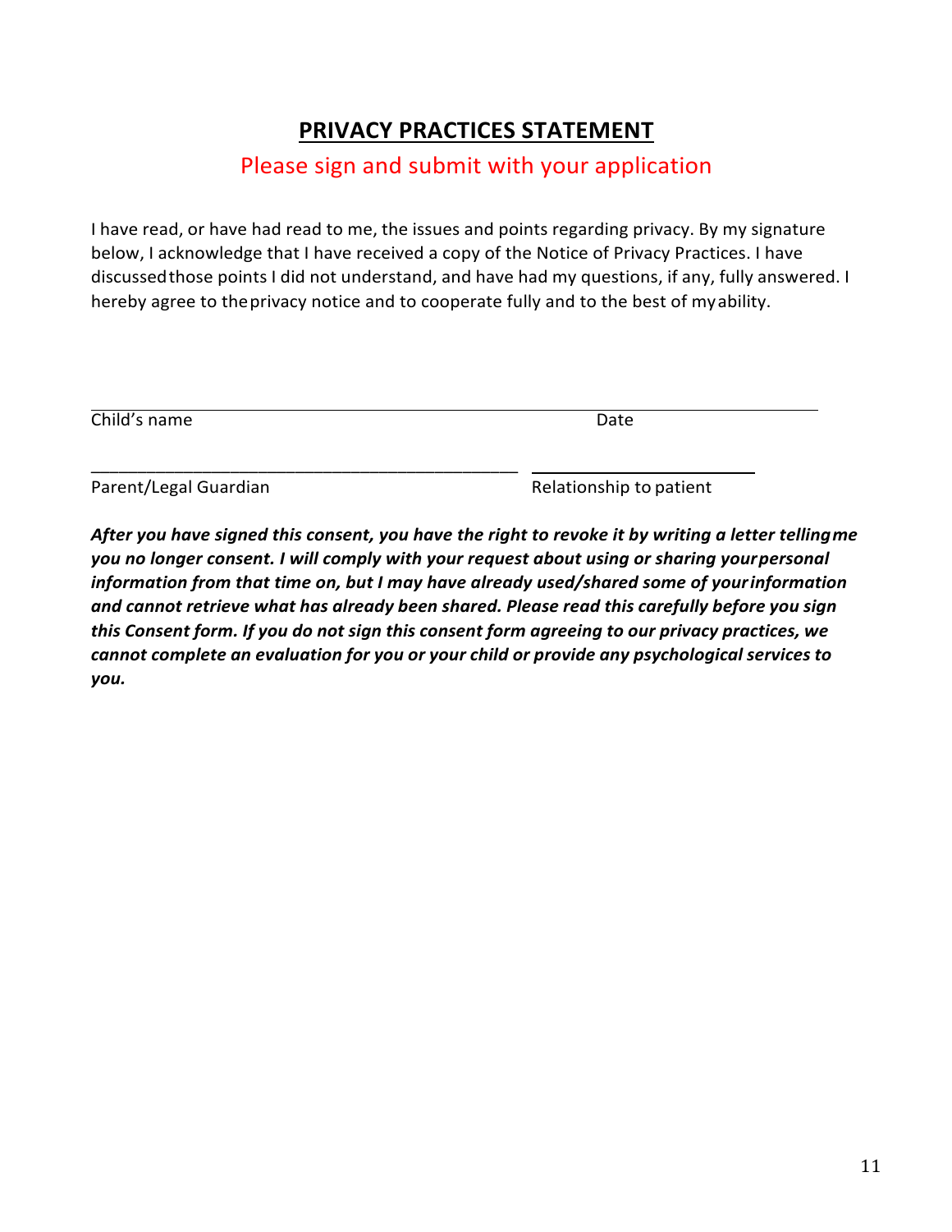## PRIVACY PRACTICES STATEMENT

Please sign and submit with your application

I have read, or have had read to me, the issues and points regarding privacy. By my signature below, I acknowledge that I have received a copy of the Notice of Privacy Practices. I have discussed those points I did not understand, and have had my questions, if any, fully answered. I hereby agree to the privacy notice and to cooperate fully and to the best of my ability.

______________________________________________________________________________

Child's name                                                                                    Date

_____________________________________________ ________________________

Parent/Legal Guardian                                                                  Relationship to patient

***After you have signed this consent, you have the right to revoke it by writing a letter telling me you no longer consent. I will comply with your request about using or sharing your personal information from that time on, but I may have already used/shared some of your information and cannot retrieve what has already been shared. Please read this carefully before you sign this Consent form. If you do not sign this consent form agreeing to our privacy practices, we cannot complete an evaluation for you or your child or provide any psychological services to you.***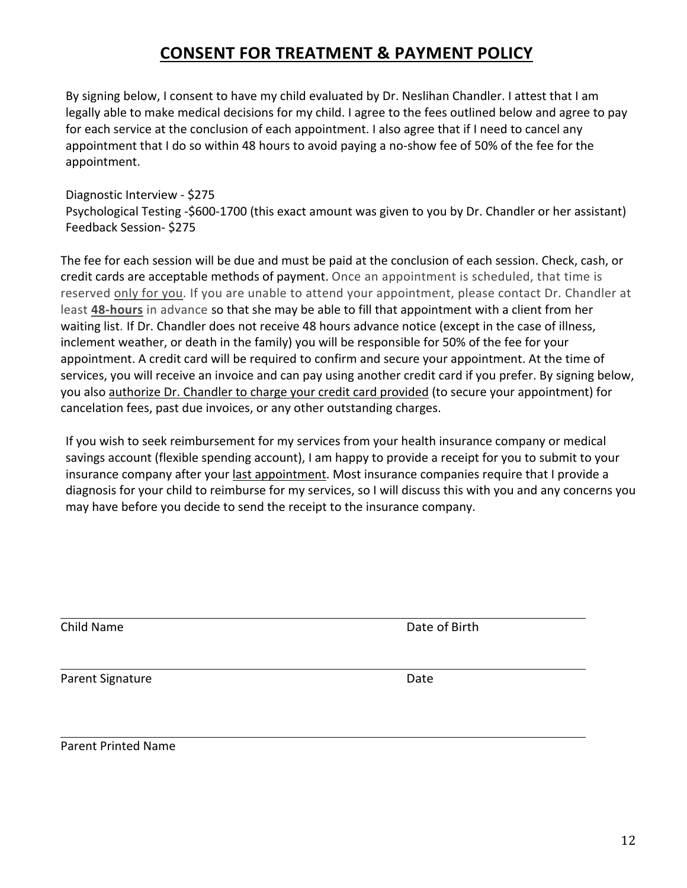# CONSENT FOR TREATMENT & PAYMENT POLICY

By signing below, I consent to have my child evaluated by Dr. Neslihan Chandler. I attest that I am legally able to make medical decisions for my child. I agree to the fees outlined below and agree to pay for each service at the conclusion of each appointment. I also agree that if I need to cancel any appointment that I do so within 48 hours to avoid paying a no-show fee of 50% of the fee for the appointment.

Diagnostic Interview - $275
Psychological Testing -$600-1700 (this exact amount was given to you by Dr. Chandler or her assistant)
Feedback Session- $275

The fee for each session will be due and must be paid at the conclusion of each session. Check, cash, or credit cards are acceptable methods of payment. Once an appointment is scheduled, that time is reserved <u>only for you</u>. If you are unable to attend your appointment, please contact Dr. Chandler at least <u>**48-hours**</u> in advance so that she may be able to fill that appointment with a client from her waiting list. If Dr. Chandler does not receive 48 hours advance notice (except in the case of illness, inclement weather, or death in the family) you will be responsible for 50% of the fee for your appointment. A credit card will be required to confirm and secure your appointment. At the time of services, you will receive an invoice and can pay using another credit card if you prefer. By signing below, you also <u>authorize Dr. Chandler to charge your credit card provided</u> (to secure your appointment) for cancelation fees, past due invoices, or any other outstanding charges.

If you wish to seek reimbursement for my services from your health insurance company or medical savings account (flexible spending account), I am happy to provide a receipt for you to submit to your insurance company after your <u>last appointment</u>. Most insurance companies require that I provide a diagnosis for your child to reimburse for my services, so I will discuss this with you and any concerns you may have before you decide to send the receipt to the insurance company.

___________________________________________________________________

Child Name                                                                                    Date of Birth

___________________________________________________________________

Parent Signature                                                                              Date

___________________________________________________________________

Parent Printed Name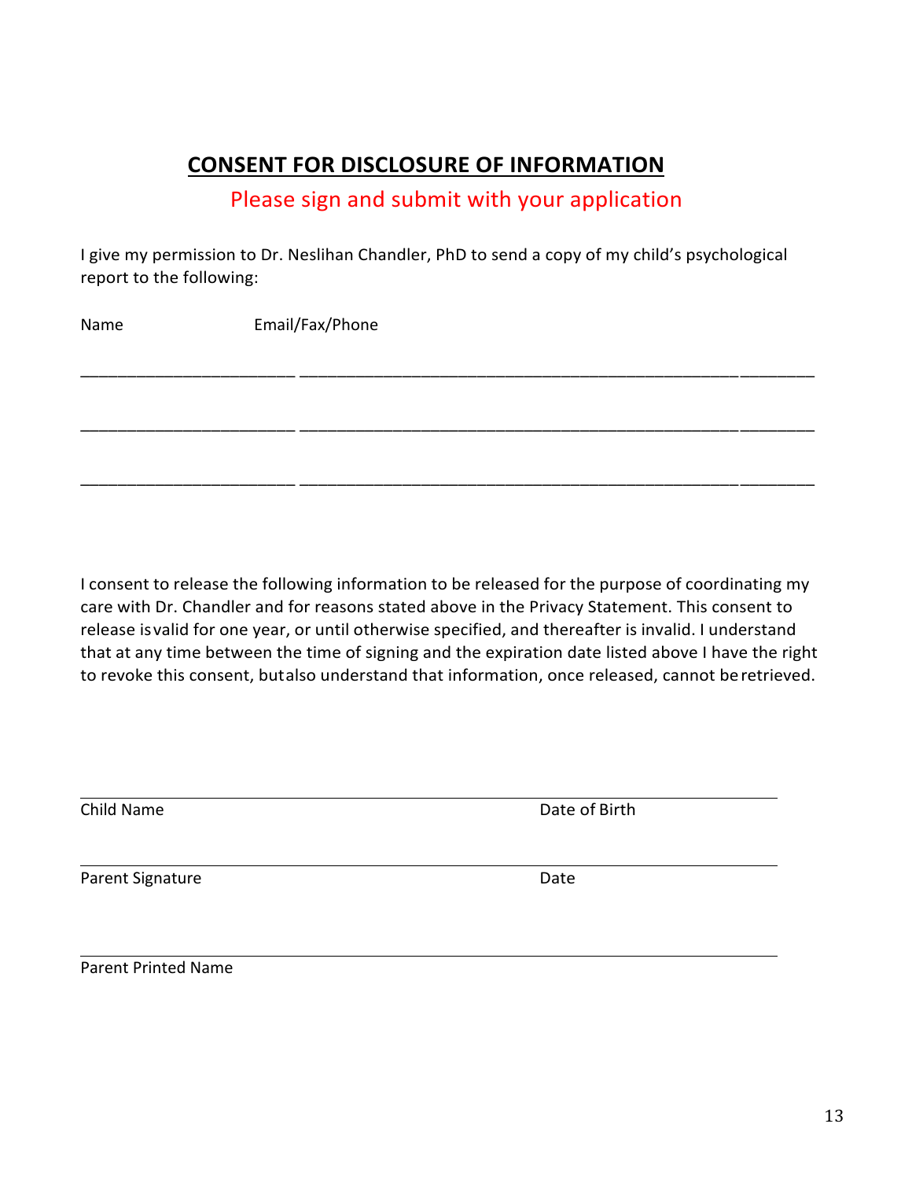## **CONSENT FOR DISCLOSURE OF INFORMATION**

Please sign and submit with your application

I give my permission to Dr. Neslihan Chandler, PhD to send a copy of my child's psychological report to the following:

Name Email/Fax/Phone

_______________________ ___________________________________________________________

_______________________ ___________________________________________________________

_______________________ ___________________________________________________________

I consent to release the following information to be released for the purpose of coordinating my care with Dr. Chandler and for reasons stated above in the Privacy Statement. This consent to release isvalid for one year, or until otherwise specified, and thereafter is invalid. I understand that at any time between the time of signing and the expiration date listed above I have the right to revoke this consent, butalso understand that information, once released, cannot be retrieved.

_____________________________________________________________________________

Child Name Date of Birth

_____________________________________________________________________________

Parent Signature Date

_____________________________________________________________________________

Parent Printed Name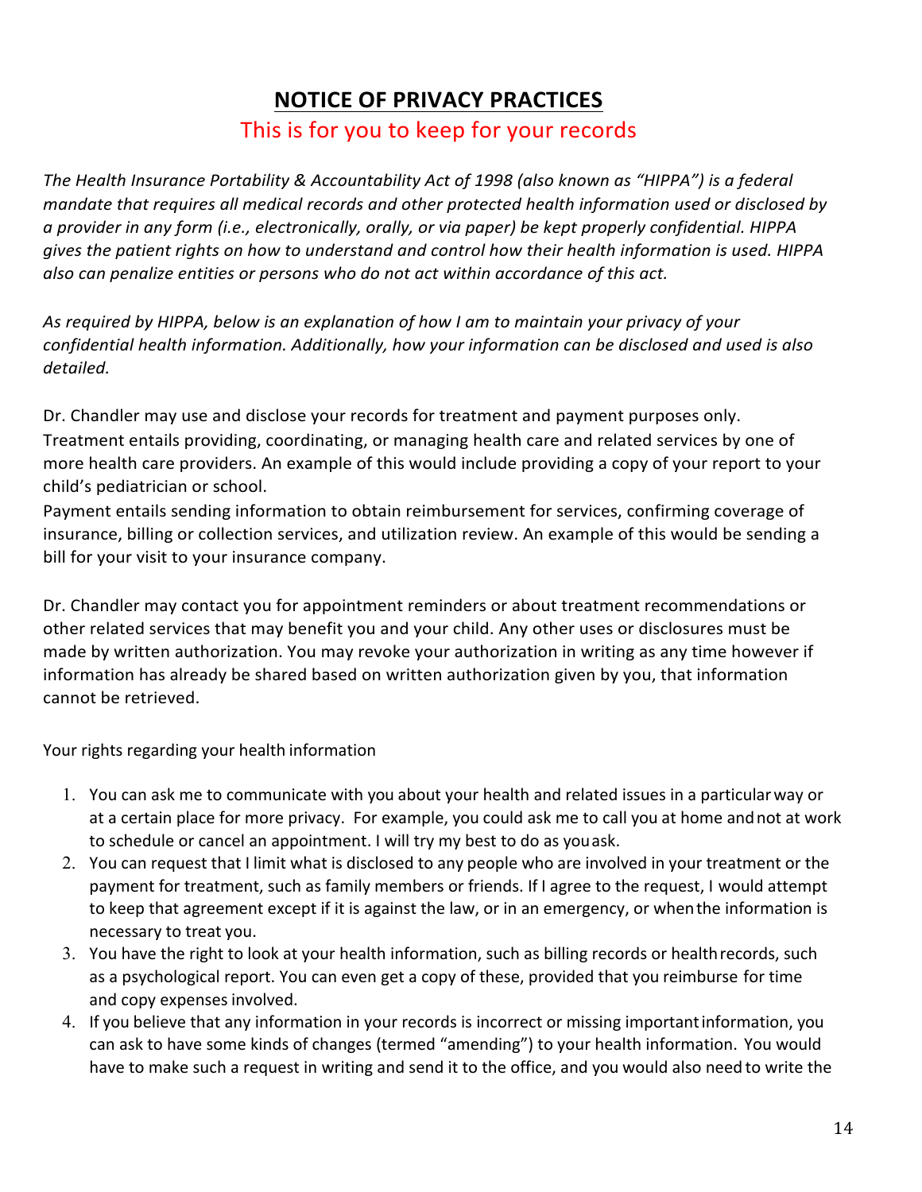# **NOTICE OF PRIVACY PRACTICES**

This is for you to keep for your records

*The Health Insurance Portability & Accountability Act of 1998 (also known as "HIPPA") is a federal mandate that requires all medical records and other protected health information used or disclosed by a provider in any form (i.e., electronically, orally, or via paper) be kept properly confidential. HIPPA gives the patient rights on how to understand and control how their health information is used. HIPPA also can penalize entities or persons who do not act within accordance of this act.*

*As required by HIPPA, below is an explanation of how I am to maintain your privacy of your confidential health information. Additionally, how your information can be disclosed and used is also detailed.*

Dr. Chandler may use and disclose your records for treatment and payment purposes only. Treatment entails providing, coordinating, or managing health care and related services by one of more health care providers. An example of this would include providing a copy of your report to your child's pediatrician or school.
Payment entails sending information to obtain reimbursement for services, confirming coverage of insurance, billing or collection services, and utilization review. An example of this would be sending a bill for your visit to your insurance company.

Dr. Chandler may contact you for appointment reminders or about treatment recommendations or other related services that may benefit you and your child. Any other uses or disclosures must be made by written authorization. You may revoke your authorization in writing as any time however if information has already be shared based on written authorization given by you, that information cannot be retrieved.

Your rights regarding your health information

1. You can ask me to communicate with you about your health and related issues in a particular way or at a certain place for more privacy. For example, you could ask me to call you at home and not at work to schedule or cancel an appointment. I will try my best to do as you ask.
2. You can request that I limit what is disclosed to any people who are involved in your treatment or the payment for treatment, such as family members or friends. If I agree to the request, I would attempt to keep that agreement except if it is against the law, or in an emergency, or when the information is necessary to treat you.
3. You have the right to look at your health information, such as billing records or health records, such as a psychological report. You can even get a copy of these, provided that you reimburse for time and copy expenses involved.
4. If you believe that any information in your records is incorrect or missing important information, you can ask to have some kinds of changes (termed "amending") to your health information. You would have to make such a request in writing and send it to the office, and you would also need to write the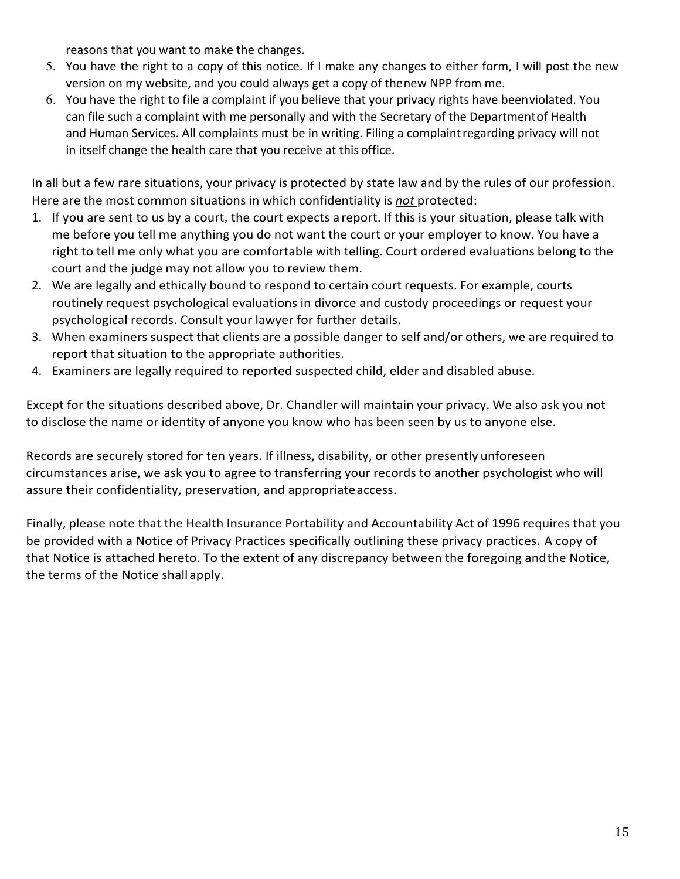reasons that you want to make the changes.

5. You have the right to a copy of this notice. If I make any changes to either form, I will post the new version on my website, and you could always get a copy of thenew NPP from me.
6. You have the right to file a complaint if you believe that your privacy rights have beenviolated. You can file such a complaint with me personally and with the Secretary of the Departmentof Health and Human Services. All complaints must be in writing. Filing a complaintregarding privacy will not in itself change the health care that you receive at this office.

In all but a few rare situations, your privacy is protected by state law and by the rules of our profession. Here are the most common situations in which confidentiality is *not* protected:

1. If you are sent to us by a court, the court expects a report. If this is your situation, please talk with me before you tell me anything you do not want the court or your employer to know. You have a right to tell me only what you are comfortable with telling. Court ordered evaluations belong to the court and the judge may not allow you to review them.
2. We are legally and ethically bound to respond to certain court requests. For example, courts routinely request psychological evaluations in divorce and custody proceedings or request your psychological records. Consult your lawyer for further details.
3. When examiners suspect that clients are a possible danger to self and/or others, we are required to report that situation to the appropriate authorities.
4. Examiners are legally required to reported suspected child, elder and disabled abuse.

Except for the situations described above, Dr. Chandler will maintain your privacy. We also ask you not to disclose the name or identity of anyone you know who has been seen by us to anyone else.

Records are securely stored for ten years. If illness, disability, or other presently unforeseen circumstances arise, we ask you to agree to transferring your records to another psychologist who will assure their confidentiality, preservation, and appropriateaccess.

Finally, please note that the Health Insurance Portability and Accountability Act of 1996 requires that you be provided with a Notice of Privacy Practices specifically outlining these privacy practices. A copy of that Notice is attached hereto. To the extent of any discrepancy between the foregoing andthe Notice, the terms of the Notice shallapply.